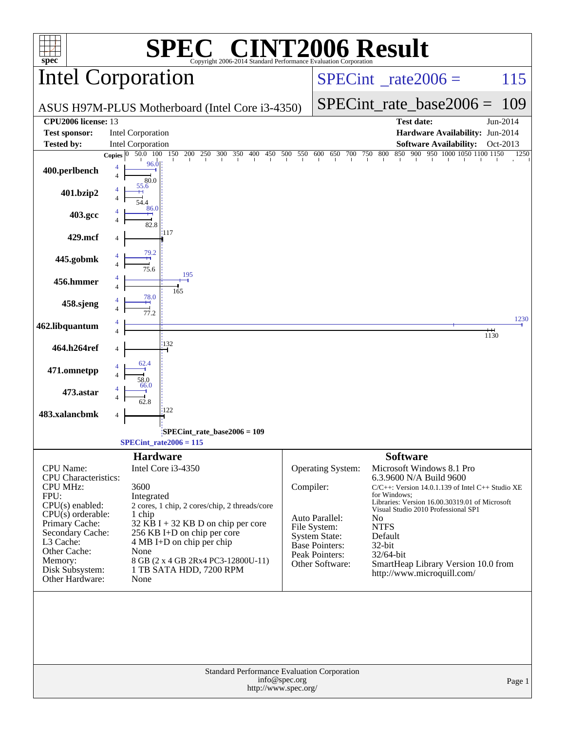# SPEC CINT2006 Result

Copyright 2006-2014 Standard Performance Evaluation Corporation

## Intel Corporation

ASUS H97M-PLUS Motherboard (Intel Core i3-4350)

SPECint_rate2006 = 115

SPECint_rate_base2006 = 109

| | | | |
|---|---|---|---|
| **CPU2006 license:** | 13 | **Test date:** | Jun-2014 |
| **Test sponsor:** | Intel Corporation | **Hardware Availability:** | Jun-2014 |
| **Tested by:** | Intel Corporation | **Software Availability:** | Oct-2013 |

| Benchmark | Copies | Peak | Base |
|---|---|---|---|
| 400.perlbench | 4 | 96.0 | 80.0 |
| 401.bzip2 | 4 | 55.6 | 54.4 |
| 403.gcc | 4 | 86.0 | 82.8 |
| 429.mcf | 4 | | 117 |
| 445.gobmk | 4 | 79.2 | 75.6 |
| 456.hmmer | 4 | 195 | 165 |
| 458.sjeng | 4 | 78.0 | 77.2 |
| 462.libquantum | 4 | 1230 | 1130 |
| 464.h264ref | 4 | | 132 |
| 471.omnetpp | 4 | 62.4 | 58.0 |
| 473.astar | 4 | 66.0 | 62.8 |
| 483.xalancbmk | 4 | | 122 |

SPECint_rate_base2006 = 109

SPECint_rate2006 = 115

## Hardware

| | |
|---|---|
| CPU Name: | Intel Core i3-4350 |
| CPU Characteristics: | |
| CPU MHz: | 3600 |
| FPU: | Integrated |
| CPU(s) enabled: | 2 cores, 1 chip, 2 cores/chip, 2 threads/core |
| CPU(s) orderable: | 1 chip |
| Primary Cache: | 32 KB I + 32 KB D on chip per core |
| Secondary Cache: | 256 KB I+D on chip per core |
| L3 Cache: | 4 MB I+D on chip per chip |
| Other Cache: | None |
| Memory: | 8 GB (2 x 4 GB 2Rx4 PC3-12800U-11) |
| Disk Subsystem: | 1 TB SATA HDD, 7200 RPM |
| Other Hardware: | None |

## Software

| | |
|---|---|
| Operating System: | Microsoft Windows 8.1 Pro 6.3.9600 N/A Build 9600 |
| Compiler: | C/C++: Version 14.0.1.139 of Intel C++ Studio XE for Windows; Libraries: Version 16.00.30319.01 of Microsoft Visual Studio 2010 Professional SP1 |
| Auto Parallel: | No |
| File System: | NTFS |
| System State: | Default |
| Base Pointers: | 32-bit |
| Peak Pointers: | 32/64-bit |
| Other Software: | SmartHeap Library Version 10.0 from http://www.microquill.com/ |

Standard Performance Evaluation Corporation
info@spec.org
http://www.spec.org/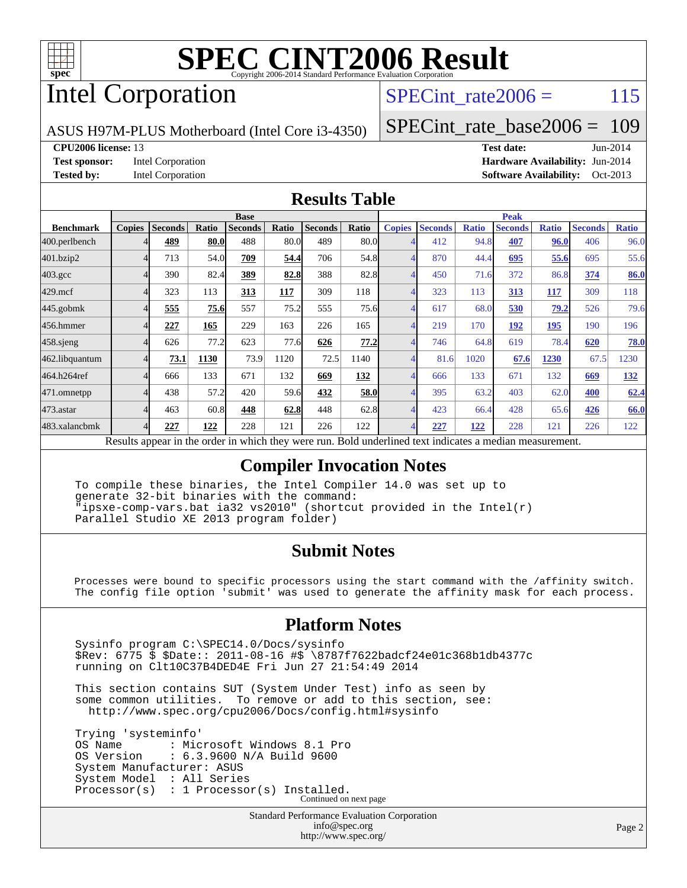# SPEC CINT2006 Result

Copyright 2006-2014 Standard Performance Evaluation Corporation

## Intel Corporation

ASUS H97M-PLUS Motherboard (Intel Core i3-4350)

SPECint_rate2006 = 115

SPECint_rate_base2006 = 109

**CPU2006 license:** 13
**Test sponsor:** Intel Corporation
**Tested by:** Intel Corporation

**Test date:** Jun-2014
**Hardware Availability:** Jun-2014
**Software Availability:** Oct-2013

## Results Table

| | Base | | | | | | | Peak | | | | | | |
|---|---|---|---|---|---|---|---|---|---|---|---|---|---|---|
| **Benchmark** | **Copies** | **Seconds** | **Ratio** | **Seconds** | **Ratio** | **Seconds** | **Ratio** | **Copies** | **Seconds** | **Ratio** | **Seconds** | **Ratio** | **Seconds** | **Ratio** |
| 400.perlbench | 4 | **489** | **80.0** | 488 | 80.0 | 489 | 80.0 | 4 | 412 | 94.8 | **407** | **96.0** | 406 | 96.0 |
| 401.bzip2 | 4 | 713 | 54.0 | **709** | **54.4** | 706 | 54.8 | 4 | 870 | 44.4 | **695** | **55.6** | 695 | 55.6 |
| 403.gcc | 4 | 390 | 82.4 | **389** | **82.8** | 388 | 82.8 | 4 | 450 | 71.6 | 372 | 86.8 | **374** | **86.0** |
| 429.mcf | 4 | 323 | 113 | **313** | **117** | 309 | 118 | 4 | 323 | 113 | **313** | **117** | 309 | 118 |
| 445.gobmk | 4 | **555** | **75.6** | 557 | 75.2 | 555 | 75.6 | 4 | 617 | 68.0 | **530** | **79.2** | 526 | 79.6 |
| 456.hmmer | 4 | **227** | **165** | 229 | 163 | 226 | 165 | 4 | 219 | 170 | **192** | **195** | 190 | 196 |
| 458.sjeng | 4 | 626 | 77.2 | 623 | 77.6 | **626** | **77.2** | 4 | 746 | 64.8 | 619 | 78.4 | **620** | **78.0** |
| 462.libquantum | 4 | **73.1** | **1130** | 73.9 | 1120 | 72.5 | 1140 | 4 | 81.6 | 1020 | **67.6** | **1230** | 67.5 | 1230 |
| 464.h264ref | 4 | 666 | 133 | 671 | 132 | **669** | **132** | 4 | 666 | 133 | 671 | 132 | **669** | **132** |
| 471.omnetpp | 4 | 438 | 57.2 | 420 | 59.6 | **432** | **58.0** | 4 | 395 | 63.2 | 403 | 62.0 | **400** | **62.4** |
| 473.astar | 4 | 463 | 60.8 | **448** | **62.8** | 448 | 62.8 | 4 | 423 | 66.4 | 428 | 65.6 | **426** | **66.0** |
| 483.xalancbmk | 4 | **227** | **122** | 228 | 121 | 226 | 122 | 4 | **227** | **122** | 228 | 121 | 226 | 122 |

Results appear in the order in which they were run. Bold underlined text indicates a median measurement.

## Compiler Invocation Notes

```
To compile these binaries, the Intel Compiler 14.0 was set up to
generate 32-bit binaries with the command:
"ipsxe-comp-vars.bat ia32 vs2010" (shortcut provided in the Intel(r)
Parallel Studio XE 2013 program folder)
```

## Submit Notes

```
Processes were bound to specific processors using the start command with the /affinity switch.
The config file option 'submit' was used to generate the affinity mask for each process.
```

## Platform Notes

```
Sysinfo program C:\SPEC14.0/Docs/sysinfo
$Rev: 6775 $ $Date:: 2011-08-16 #$ \8787f7622badcf24e01c368b1db4377c
running on Clt10C37B4DED4E Fri Jun 27 21:54:49 2014

This section contains SUT (System Under Test) info as seen by
some common utilities.  To remove or add to this section, see:
  http://www.spec.org/cpu2006/Docs/config.html#sysinfo

Trying 'systeminfo'
OS Name       : Microsoft Windows 8.1 Pro
OS Version    : 6.3.9600 N/A Build 9600
System Manufacturer: ASUS
System Model  : All Series
Processor(s)  : 1 Processor(s) Installed.
```

Continued on next page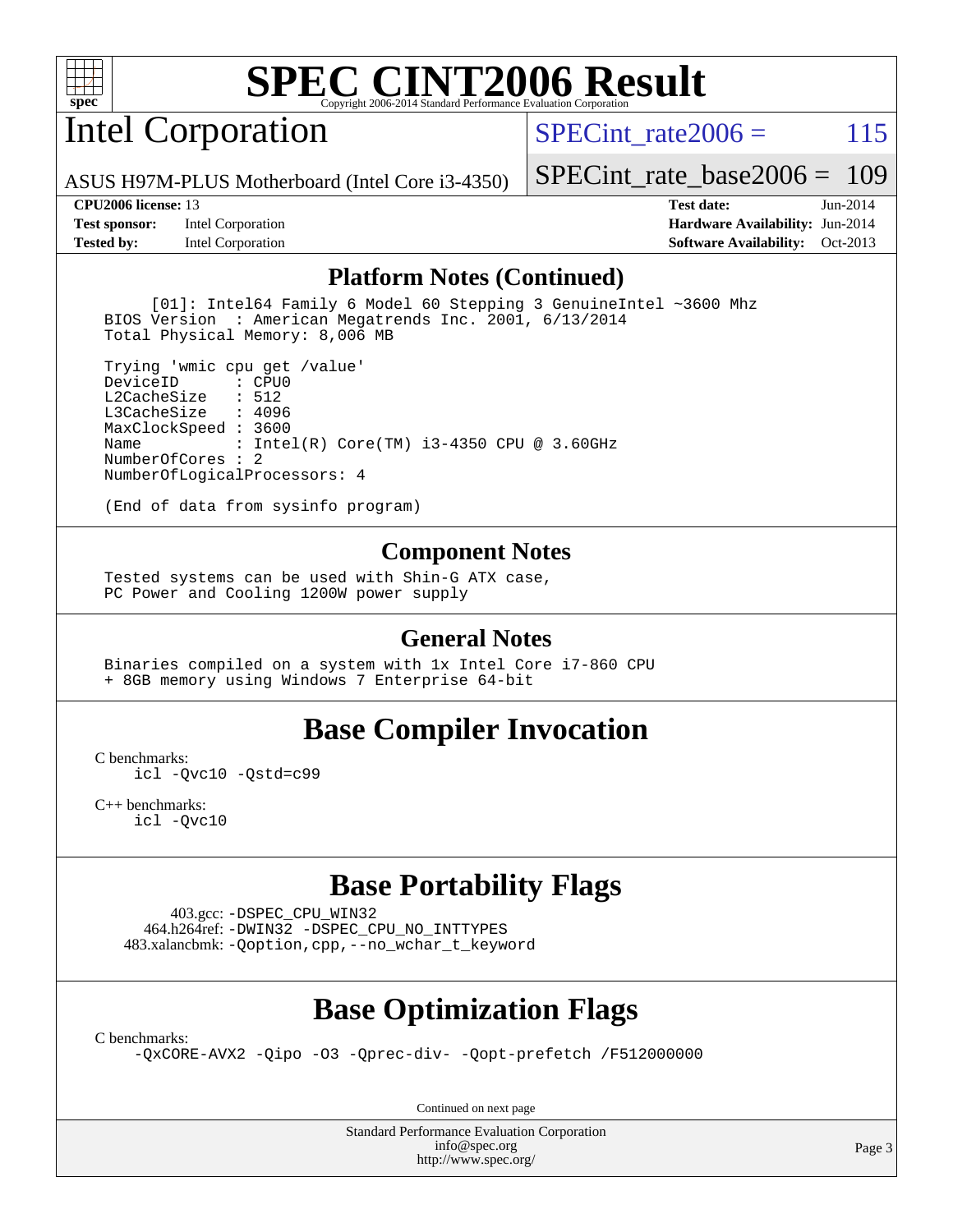# SPEC CINT2006 Result

Copyright 2006-2014 Standard Performance Evaluation Corporation

## Intel Corporation

ASUS H97M-PLUS Motherboard (Intel Core i3-4350)

SPECint_rate2006 = 115

SPECint_rate_base2006 = 109

| | | | |
|---|---|---|---|
| **CPU2006 license:** 13 | | **Test date:** | Jun-2014 |
| **Test sponsor:** | Intel Corporation | **Hardware Availability:** | Jun-2014 |
| **Tested by:** | Intel Corporation | **Software Availability:** | Oct-2013 |

### Platform Notes (Continued)

```
     [01]: Intel64 Family 6 Model 60 Stepping 3 GenuineIntel ~3600 Mhz
BIOS Version  : American Megatrends Inc. 2001, 6/13/2014
Total Physical Memory: 8,006 MB

Trying 'wmic cpu get /value'
DeviceID      : CPU0
L2CacheSize   : 512
L3CacheSize   : 4096
MaxClockSpeed : 3600
Name          : Intel(R) Core(TM) i3-4350 CPU @ 3.60GHz
NumberOfCores : 2
NumberOfLogicalProcessors: 4

(End of data from sysinfo program)
```

### Component Notes

```
Tested systems can be used with Shin-G ATX case,
PC Power and Cooling 1200W power supply
```

### General Notes

```
Binaries compiled on a system with 1x Intel Core i7-860 CPU
+ 8GB memory using Windows 7 Enterprise 64-bit
```

## Base Compiler Invocation

C benchmarks:
    icl -Qvc10 -Qstd=c99

C++ benchmarks:
    icl -Qvc10

## Base Portability Flags

403.gcc: -DSPEC_CPU_WIN32
464.h264ref: -DWIN32 -DSPEC_CPU_NO_INTTYPES
483.xalancbmk: -Qoption,cpp,--no_wchar_t_keyword

## Base Optimization Flags

C benchmarks:
    -QxCORE-AVX2 -Qipo -O3 -Qprec-div- -Qopt-prefetch /F512000000

Continued on next page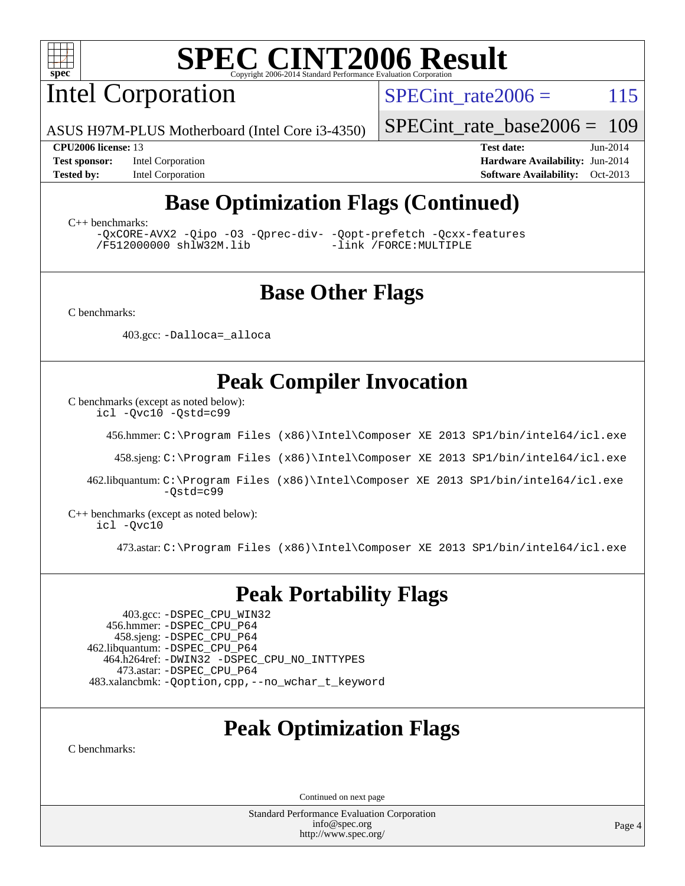# SPEC CINT2006 Result

Copyright 2006-2014 Standard Performance Evaluation Corporation

## Intel Corporation

ASUS H97M-PLUS Motherboard (Intel Core i3-4350)

SPECint_rate2006 = 115

SPECint_rate_base2006 = 109

**CPU2006 license:** 13
**Test sponsor:** Intel Corporation
**Tested by:** Intel Corporation
**Test date:** Jun-2014
**Hardware Availability:** Jun-2014
**Software Availability:** Oct-2013

## Base Optimization Flags (Continued)

C++ benchmarks:

```
-QxCORE-AVX2 -Qipo -O3 -Qprec-div- -Qopt-prefetch -Qcxx-features
/F512000000 shlW32M.lib            -link /FORCE:MULTIPLE
```

## Base Other Flags

C benchmarks:

403.gcc: `-Dalloca=_alloca`

## Peak Compiler Invocation

C benchmarks (except as noted below):
`icl -Qvc10 -Qstd=c99`

456.hmmer: `C:\Program Files (x86)\Intel\Composer XE 2013 SP1/bin/intel64/icl.exe`

458.sjeng: `C:\Program Files (x86)\Intel\Composer XE 2013 SP1/bin/intel64/icl.exe`

462.libquantum: `C:\Program Files (x86)\Intel\Composer XE 2013 SP1/bin/intel64/icl.exe -Qstd=c99`

C++ benchmarks (except as noted below):
`icl -Qvc10`

473.astar: `C:\Program Files (x86)\Intel\Composer XE 2013 SP1/bin/intel64/icl.exe`

## Peak Portability Flags

403.gcc: `-DSPEC_CPU_WIN32`
456.hmmer: `-DSPEC_CPU_P64`
458.sjeng: `-DSPEC_CPU_P64`
462.libquantum: `-DSPEC_CPU_P64`
464.h264ref: `-DWIN32 -DSPEC_CPU_NO_INTTYPES`
473.astar: `-DSPEC_CPU_P64`
483.xalancbmk: `-Qoption,cpp,--no_wchar_t_keyword`

## Peak Optimization Flags

C benchmarks:

Continued on next page

Standard Performance Evaluation Corporation
info@spec.org
http://www.spec.org/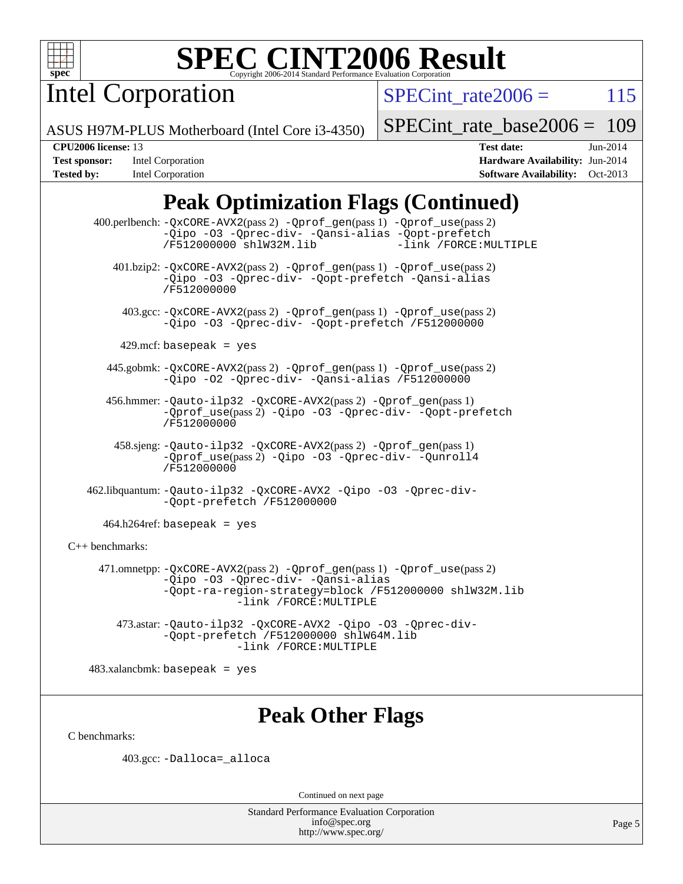# SPEC CINT2006 Result

## Intel Corporation

ASUS H97M-PLUS Motherboard (Intel Core i3-4350)

SPECint_rate2006 = 115

SPECint_rate_base2006 = 109

**CPU2006 license:** 13
**Test sponsor:** Intel Corporation
**Tested by:** Intel Corporation

**Test date:** Jun-2014
**Hardware Availability:** Jun-2014
**Software Availability:** Oct-2013

## Peak Optimization Flags (Continued)

400.perlbench: `-QxCORE-AVX2`(pass 2) `-Qprof_gen`(pass 1) `-Qprof_use`(pass 2) `-Qipo -O3 -Qprec-div- -Qansi-alias -Qopt-prefetch /F512000000 shlW32M.lib -link /FORCE:MULTIPLE`

401.bzip2: `-QxCORE-AVX2`(pass 2) `-Qprof_gen`(pass 1) `-Qprof_use`(pass 2) `-Qipo -O3 -Qprec-div- -Qopt-prefetch -Qansi-alias /F512000000`

403.gcc: `-QxCORE-AVX2`(pass 2) `-Qprof_gen`(pass 1) `-Qprof_use`(pass 2) `-Qipo -O3 -Qprec-div- -Qopt-prefetch /F512000000`

429.mcf: `basepeak = yes`

445.gobmk: `-QxCORE-AVX2`(pass 2) `-Qprof_gen`(pass 1) `-Qprof_use`(pass 2) `-Qipo -O2 -Qprec-div- -Qansi-alias /F512000000`

456.hmmer: `-Qauto-ilp32 -QxCORE-AVX2`(pass 2) `-Qprof_gen`(pass 1) `-Qprof_use`(pass 2) `-Qipo -O3 -Qprec-div- -Qopt-prefetch /F512000000`

458.sjeng: `-Qauto-ilp32 -QxCORE-AVX2`(pass 2) `-Qprof_gen`(pass 1) `-Qprof_use`(pass 2) `-Qipo -O3 -Qprec-div- -Qunroll4 /F512000000`

462.libquantum: `-Qauto-ilp32 -QxCORE-AVX2 -Qipo -O3 -Qprec-div- -Qopt-prefetch /F512000000`

464.h264ref: `basepeak = yes`

C++ benchmarks:

471.omnetpp: `-QxCORE-AVX2`(pass 2) `-Qprof_gen`(pass 1) `-Qprof_use`(pass 2) `-Qipo -O3 -Qprec-div- -Qansi-alias -Qopt-ra-region-strategy=block /F512000000 shlW32M.lib -link /FORCE:MULTIPLE`

473.astar: `-Qauto-ilp32 -QxCORE-AVX2 -Qipo -O3 -Qprec-div- -Qopt-prefetch /F512000000 shlW64M.lib -link /FORCE:MULTIPLE`

483.xalancbmk: `basepeak = yes`

## Peak Other Flags

C benchmarks:

403.gcc: `-Dalloca=_alloca`

Continued on next page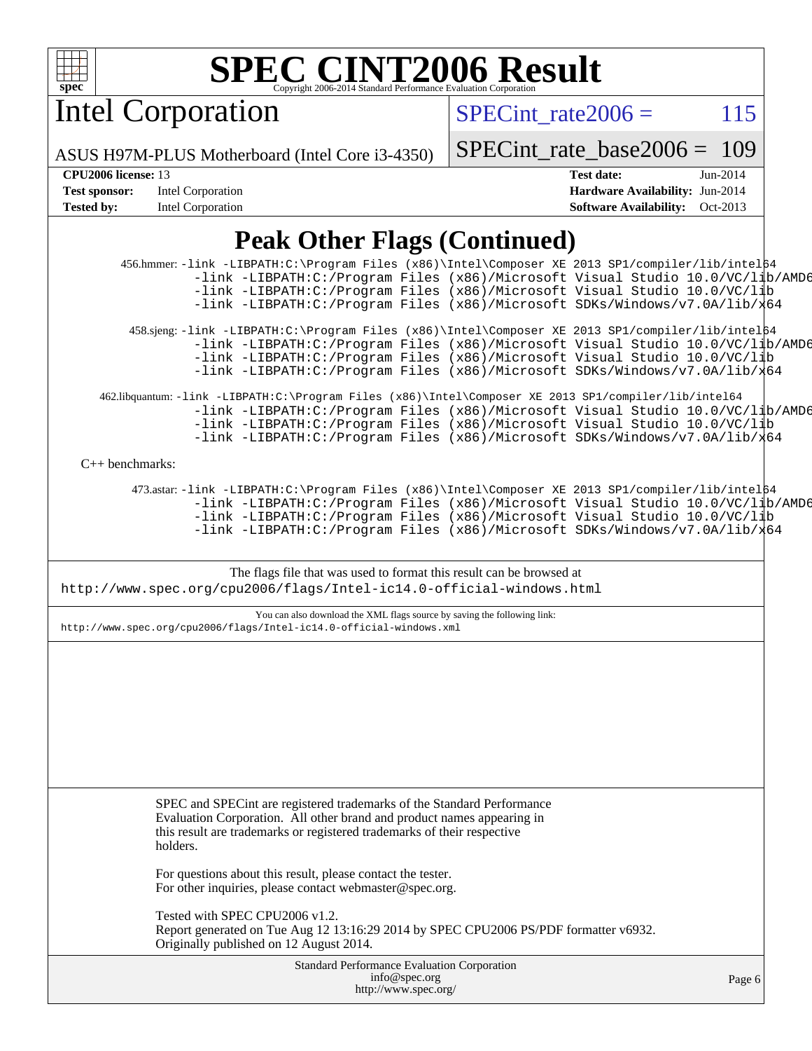# Peak Other Flags (Continued)

456.hmmer:
```
-link -LIBPATH:C:\Program Files (x86)\Intel\Composer XE 2013 SP1/compiler/lib/intel64
-link -LIBPATH:C:/Program Files (x86)/Microsoft Visual Studio 10.0/VC/lib/AMD64
-link -LIBPATH:C:/Program Files (x86)/Microsoft Visual Studio 10.0/VC/lib
-link -LIBPATH:C:/Program Files (x86)/Microsoft SDKs/Windows/v7.0A/lib/x64
```

458.sjeng:
```
-link -LIBPATH:C:\Program Files (x86)\Intel\Composer XE 2013 SP1/compiler/lib/intel64
-link -LIBPATH:C:/Program Files (x86)/Microsoft Visual Studio 10.0/VC/lib/AMD64
-link -LIBPATH:C:/Program Files (x86)/Microsoft Visual Studio 10.0/VC/lib
-link -LIBPATH:C:/Program Files (x86)/Microsoft SDKs/Windows/v7.0A/lib/x64
```

462.libquantum:
```
-link -LIBPATH:C:\Program Files (x86)\Intel\Composer XE 2013 SP1/compiler/lib/intel64
-link -LIBPATH:C:/Program Files (x86)/Microsoft Visual Studio 10.0/VC/lib/AMD64
-link -LIBPATH:C:/Program Files (x86)/Microsoft Visual Studio 10.0/VC/lib
-link -LIBPATH:C:/Program Files (x86)/Microsoft SDKs/Windows/v7.0A/lib/x64
```

C++ benchmarks:

473.astar:
```
-link -LIBPATH:C:\Program Files (x86)\Intel\Composer XE 2013 SP1/compiler/lib/intel64
-link -LIBPATH:C:/Program Files (x86)/Microsoft Visual Studio 10.0/VC/lib/AMD64
-link -LIBPATH:C:/Program Files (x86)/Microsoft Visual Studio 10.0/VC/lib
-link -LIBPATH:C:/Program Files (x86)/Microsoft SDKs/Windows/v7.0A/lib/x64
```

The flags file that was used to format this result can be browsed at
http://www.spec.org/cpu2006/flags/Intel-ic14.0-official-windows.html

You can also download the XML flags source by saving the following link:
http://www.spec.org/cpu2006/flags/Intel-ic14.0-official-windows.xml

SPEC and SPECint are registered trademarks of the Standard Performance Evaluation Corporation. All other brand and product names appearing in this result are trademarks or registered trademarks of their respective holders.

For questions about this result, please contact the tester.
For other inquiries, please contact webmaster@spec.org.

Tested with SPEC CPU2006 v1.2.
Report generated on Tue Aug 12 13:16:29 2014 by SPEC CPU2006 PS/PDF formatter v6932.
Originally published on 12 August 2014.